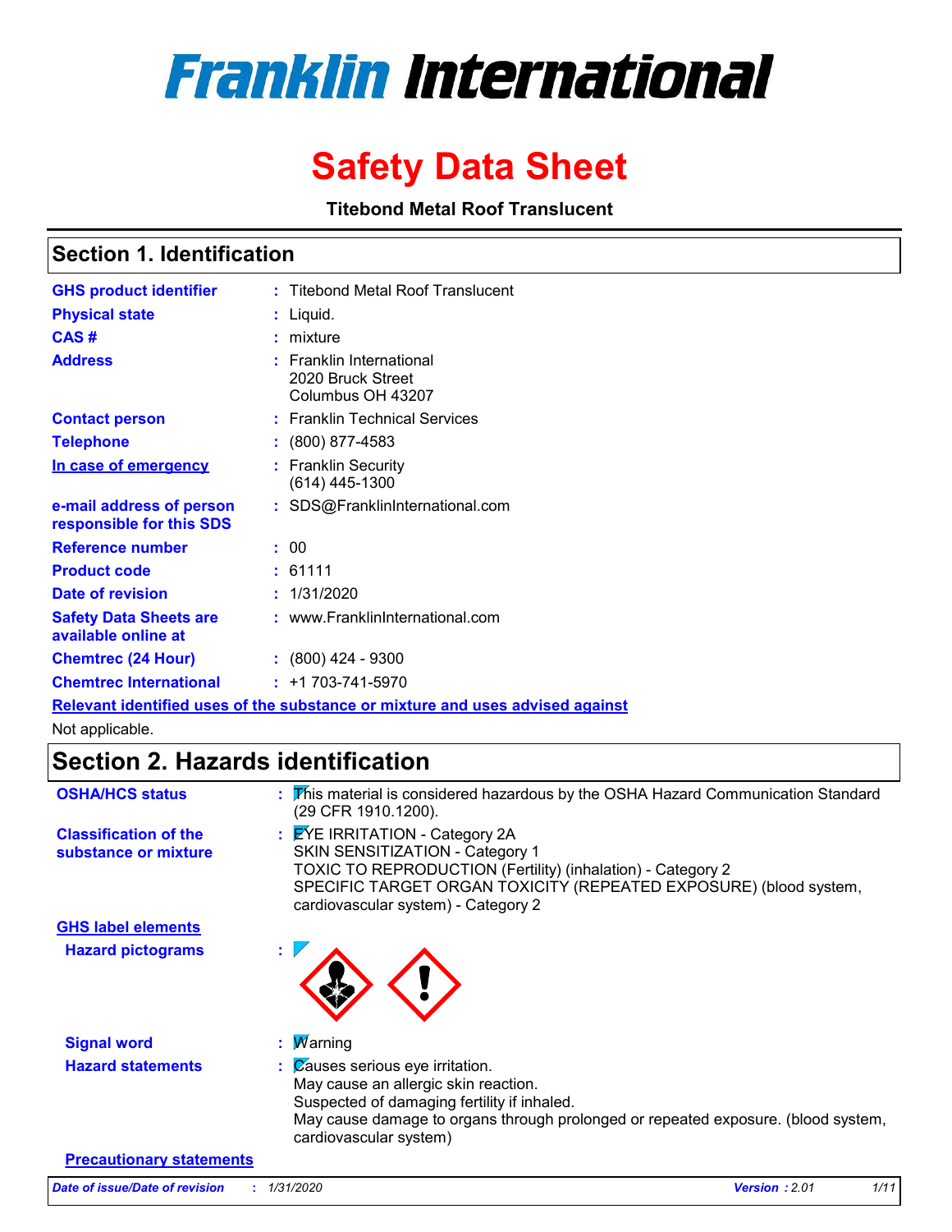# Franklin International

# Safety Data Sheet

**Titebond Metal Roof Translucent**

## Section 1. Identification

| | |
|---|---|
| **GHS product identifier** | : Titebond Metal Roof Translucent |
| **Physical state** | : Liquid. |
| **CAS #** | : mixture |
| **Address** | : Franklin International<br>2020 Bruck Street<br>Columbus OH 43207 |
| **Contact person** | : Franklin Technical Services |
| **Telephone** | : (800) 877-4583 |
| **In case of emergency** | : Franklin Security<br>(614) 445-1300 |
| **e-mail address of person responsible for this SDS** | : SDS@FranklinInternational.com |
| **Reference number** | : 00 |
| **Product code** | : 61111 |
| **Date of revision** | : 1/31/2020 |
| **Safety Data Sheets are available online at** | : www.FranklinInternational.com |
| **Chemtrec (24 Hour)** | : (800) 424 - 9300 |
| **Chemtrec International** | : +1 703-741-5970 |

**Relevant identified uses of the substance or mixture and uses advised against**

Not applicable.

## Section 2. Hazards identification

**OSHA/HCS status** : This material is considered hazardous by the OSHA Hazard Communication Standard (29 CFR 1910.1200).

**Classification of the substance or mixture** : EYE IRRITATION - Category 2A
SKIN SENSITIZATION - Category 1
TOXIC TO REPRODUCTION (Fertility) (inhalation) - Category 2
SPECIFIC TARGET ORGAN TOXICITY (REPEATED EXPOSURE) (blood system, cardiovascular system) - Category 2

**GHS label elements**

**Hazard pictograms** :

**Signal word** : Warning

**Hazard statements** : Causes serious eye irritation.
May cause an allergic skin reaction.
Suspected of damaging fertility if inhaled.
May cause damage to organs through prolonged or repeated exposure. (blood system, cardiovascular system)

**Precautionary statements**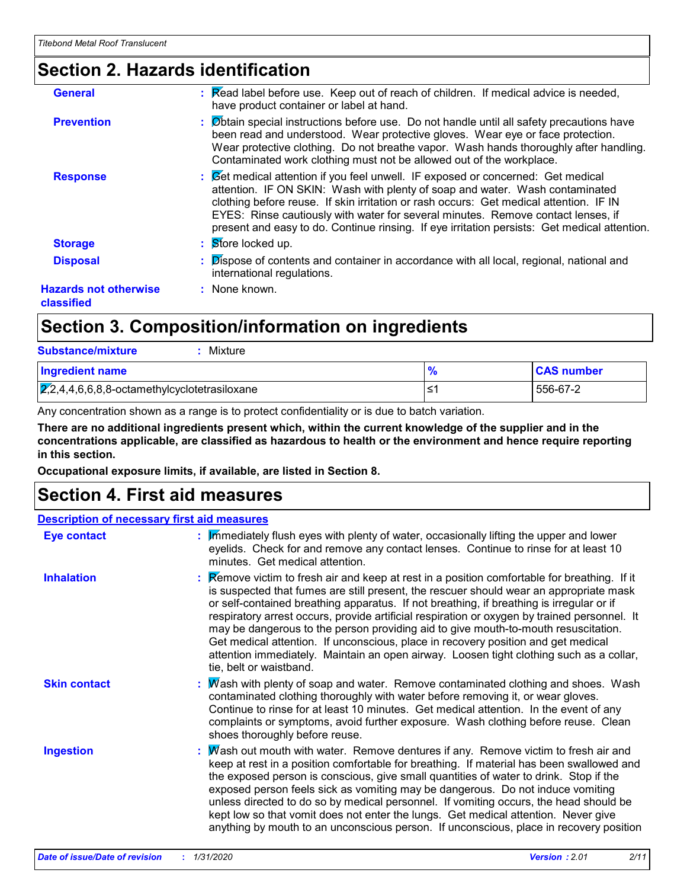## Section 2. Hazards identification

**General** : Read label before use. Keep out of reach of children. If medical advice is needed, have product container or label at hand.

**Prevention** : Obtain special instructions before use. Do not handle until all safety precautions have been read and understood. Wear protective gloves. Wear eye or face protection. Wear protective clothing. Do not breathe vapor. Wash hands thoroughly after handling. Contaminated work clothing must not be allowed out of the workplace.

**Response** : Get medical attention if you feel unwell. IF exposed or concerned: Get medical attention. IF ON SKIN: Wash with plenty of soap and water. Wash contaminated clothing before reuse. If skin irritation or rash occurs: Get medical attention. IF IN EYES: Rinse cautiously with water for several minutes. Remove contact lenses, if present and easy to do. Continue rinsing. If eye irritation persists: Get medical attention.

**Storage** : Store locked up.

**Disposal** : Dispose of contents and container in accordance with all local, regional, national and international regulations.

**Hazards not otherwise classified** : None known.

## Section 3. Composition/information on ingredients

**Substance/mixture** : Mixture

| Ingredient name | % | CAS number |
|---|---|---|
| 2,2,4,4,6,6,8,8-octamethylcyclotetrasiloxane | ≤1 | 556-67-2 |

Any concentration shown as a range is to protect confidentiality or is due to batch variation.

**There are no additional ingredients present which, within the current knowledge of the supplier and in the concentrations applicable, are classified as hazardous to health or the environment and hence require reporting in this section.**

**Occupational exposure limits, if available, are listed in Section 8.**

## Section 4. First aid measures

**Description of necessary first aid measures**

**Eye contact** : Immediately flush eyes with plenty of water, occasionally lifting the upper and lower eyelids. Check for and remove any contact lenses. Continue to rinse for at least 10 minutes. Get medical attention.

**Inhalation** : Remove victim to fresh air and keep at rest in a position comfortable for breathing. If it is suspected that fumes are still present, the rescuer should wear an appropriate mask or self-contained breathing apparatus. If not breathing, if breathing is irregular or if respiratory arrest occurs, provide artificial respiration or oxygen by trained personnel. It may be dangerous to the person providing aid to give mouth-to-mouth resuscitation. Get medical attention. If unconscious, place in recovery position and get medical attention immediately. Maintain an open airway. Loosen tight clothing such as a collar, tie, belt or waistband.

**Skin contact** : Wash with plenty of soap and water. Remove contaminated clothing and shoes. Wash contaminated clothing thoroughly with water before removing it, or wear gloves. Continue to rinse for at least 10 minutes. Get medical attention. In the event of any complaints or symptoms, avoid further exposure. Wash clothing before reuse. Clean shoes thoroughly before reuse.

**Ingestion** : Wash out mouth with water. Remove dentures if any. Remove victim to fresh air and keep at rest in a position comfortable for breathing. If material has been swallowed and the exposed person is conscious, give small quantities of water to drink. Stop if the exposed person feels sick as vomiting may be dangerous. Do not induce vomiting unless directed to do so by medical personnel. If vomiting occurs, the head should be kept low so that vomit does not enter the lungs. Get medical attention. Never give anything by mouth to an unconscious person. If unconscious, place in recovery position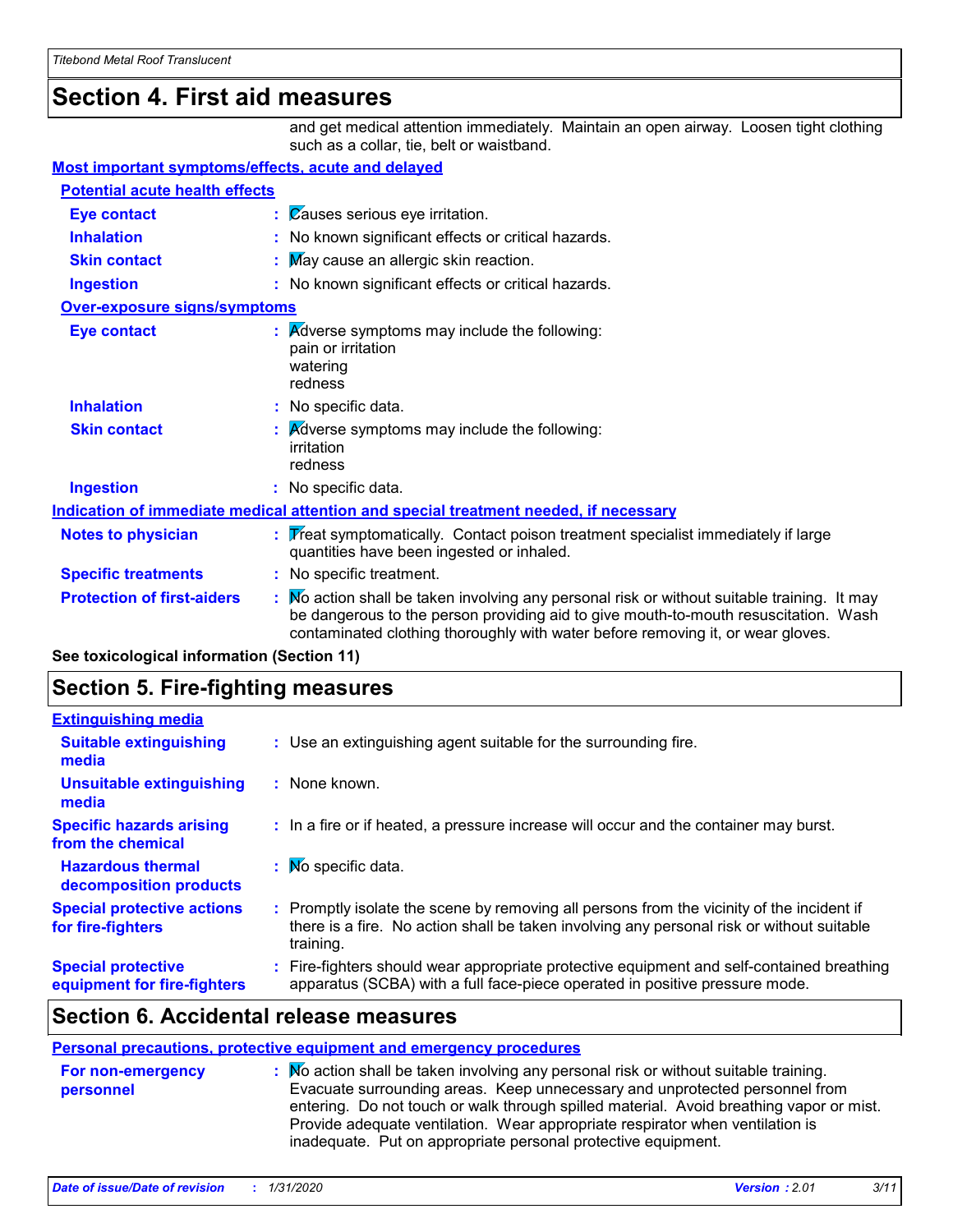## Section 4. First aid measures

and get medical attention immediately. Maintain an open airway. Loosen tight clothing such as a collar, tie, belt or waistband.

### Most important symptoms/effects, acute and delayed

#### Potential acute health effects

**Eye contact** : Causes serious eye irritation.

**Inhalation** : No known significant effects or critical hazards.

**Skin contact** : May cause an allergic skin reaction.

**Ingestion** : No known significant effects or critical hazards.

#### Over-exposure signs/symptoms

**Eye contact** : Adverse symptoms may include the following:
pain or irritation
watering
redness

**Inhalation** : No specific data.

**Skin contact** : Adverse symptoms may include the following:
irritation
redness

**Ingestion** : No specific data.

### Indication of immediate medical attention and special treatment needed, if necessary

**Notes to physician** : Treat symptomatically. Contact poison treatment specialist immediately if large quantities have been ingested or inhaled.

**Specific treatments** : No specific treatment.

**Protection of first-aiders** : No action shall be taken involving any personal risk or without suitable training. It may be dangerous to the person providing aid to give mouth-to-mouth resuscitation. Wash contaminated clothing thoroughly with water before removing it, or wear gloves.

**See toxicological information (Section 11)**

## Section 5. Fire-fighting measures

### Extinguishing media

**Suitable extinguishing media** : Use an extinguishing agent suitable for the surrounding fire.

**Unsuitable extinguishing media** : None known.

**Specific hazards arising from the chemical** : In a fire or if heated, a pressure increase will occur and the container may burst.

**Hazardous thermal decomposition products** : No specific data.

**Special protective actions for fire-fighters** : Promptly isolate the scene by removing all persons from the vicinity of the incident if there is a fire. No action shall be taken involving any personal risk or without suitable training.

**Special protective equipment for fire-fighters** : Fire-fighters should wear appropriate protective equipment and self-contained breathing apparatus (SCBA) with a full face-piece operated in positive pressure mode.

## Section 6. Accidental release measures

### Personal precautions, protective equipment and emergency procedures

**For non-emergency personnel** : No action shall be taken involving any personal risk or without suitable training. Evacuate surrounding areas. Keep unnecessary and unprotected personnel from entering. Do not touch or walk through spilled material. Avoid breathing vapor or mist. Provide adequate ventilation. Wear appropriate respirator when ventilation is inadequate. Put on appropriate personal protective equipment.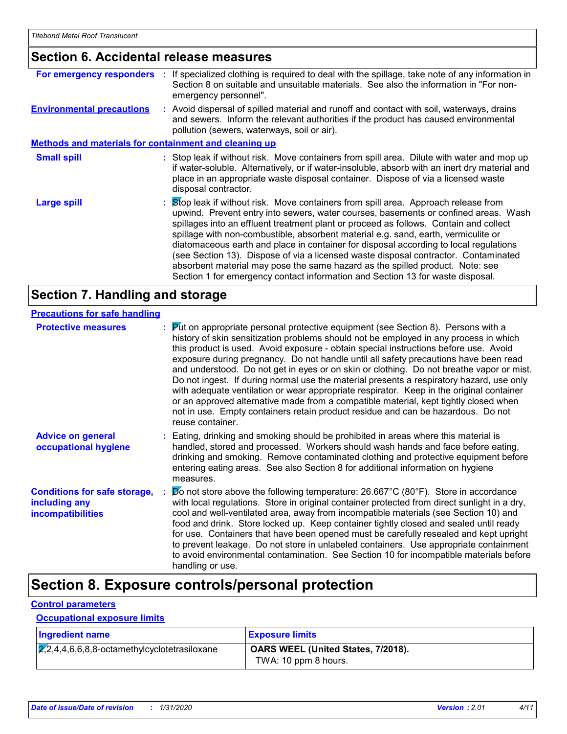## Section 6. Accidental release measures

**For emergency responders** : If specialized clothing is required to deal with the spillage, take note of any information in Section 8 on suitable and unsuitable materials. See also the information in "For non-emergency personnel".

**Environmental precautions** : Avoid dispersal of spilled material and runoff and contact with soil, waterways, drains and sewers. Inform the relevant authorities if the product has caused environmental pollution (sewers, waterways, soil or air).

### Methods and materials for containment and cleaning up

**Small spill** : Stop leak if without risk. Move containers from spill area. Dilute with water and mop up if water-soluble. Alternatively, or if water-insoluble, absorb with an inert dry material and place in an appropriate waste disposal container. Dispose of via a licensed waste disposal contractor.

**Large spill** : Stop leak if without risk. Move containers from spill area. Approach release from upwind. Prevent entry into sewers, water courses, basements or confined areas. Wash spillages into an effluent treatment plant or proceed as follows. Contain and collect spillage with non-combustible, absorbent material e.g. sand, earth, vermiculite or diatomaceous earth and place in container for disposal according to local regulations (see Section 13). Dispose of via a licensed waste disposal contractor. Contaminated absorbent material may pose the same hazard as the spilled product. Note: see Section 1 for emergency contact information and Section 13 for waste disposal.

## Section 7. Handling and storage

### Precautions for safe handling

**Protective measures** : Put on appropriate personal protective equipment (see Section 8). Persons with a history of skin sensitization problems should not be employed in any process in which this product is used. Avoid exposure - obtain special instructions before use. Avoid exposure during pregnancy. Do not handle until all safety precautions have been read and understood. Do not get in eyes or on skin or clothing. Do not breathe vapor or mist. Do not ingest. If during normal use the material presents a respiratory hazard, use only with adequate ventilation or wear appropriate respirator. Keep in the original container or an approved alternative made from a compatible material, kept tightly closed when not in use. Empty containers retain product residue and can be hazardous. Do not reuse container.

**Advice on general occupational hygiene** : Eating, drinking and smoking should be prohibited in areas where this material is handled, stored and processed. Workers should wash hands and face before eating, drinking and smoking. Remove contaminated clothing and protective equipment before entering eating areas. See also Section 8 for additional information on hygiene measures.

**Conditions for safe storage, including any incompatibilities** : Do not store above the following temperature: 26.667°C (80°F). Store in accordance with local regulations. Store in original container protected from direct sunlight in a dry, cool and well-ventilated area, away from incompatible materials (see Section 10) and food and drink. Store locked up. Keep container tightly closed and sealed until ready for use. Containers that have been opened must be carefully resealed and kept upright to prevent leakage. Do not store in unlabeled containers. Use appropriate containment to avoid environmental contamination. See Section 10 for incompatible materials before handling or use.

## Section 8. Exposure controls/personal protection

### Control parameters

#### Occupational exposure limits

| Ingredient name | Exposure limits |
|---|---|
| 2,2,4,4,6,6,8,8-octamethylcyclotetrasiloxane | **OARS WEEL (United States, 7/2018).** TWA: 10 ppm 8 hours. |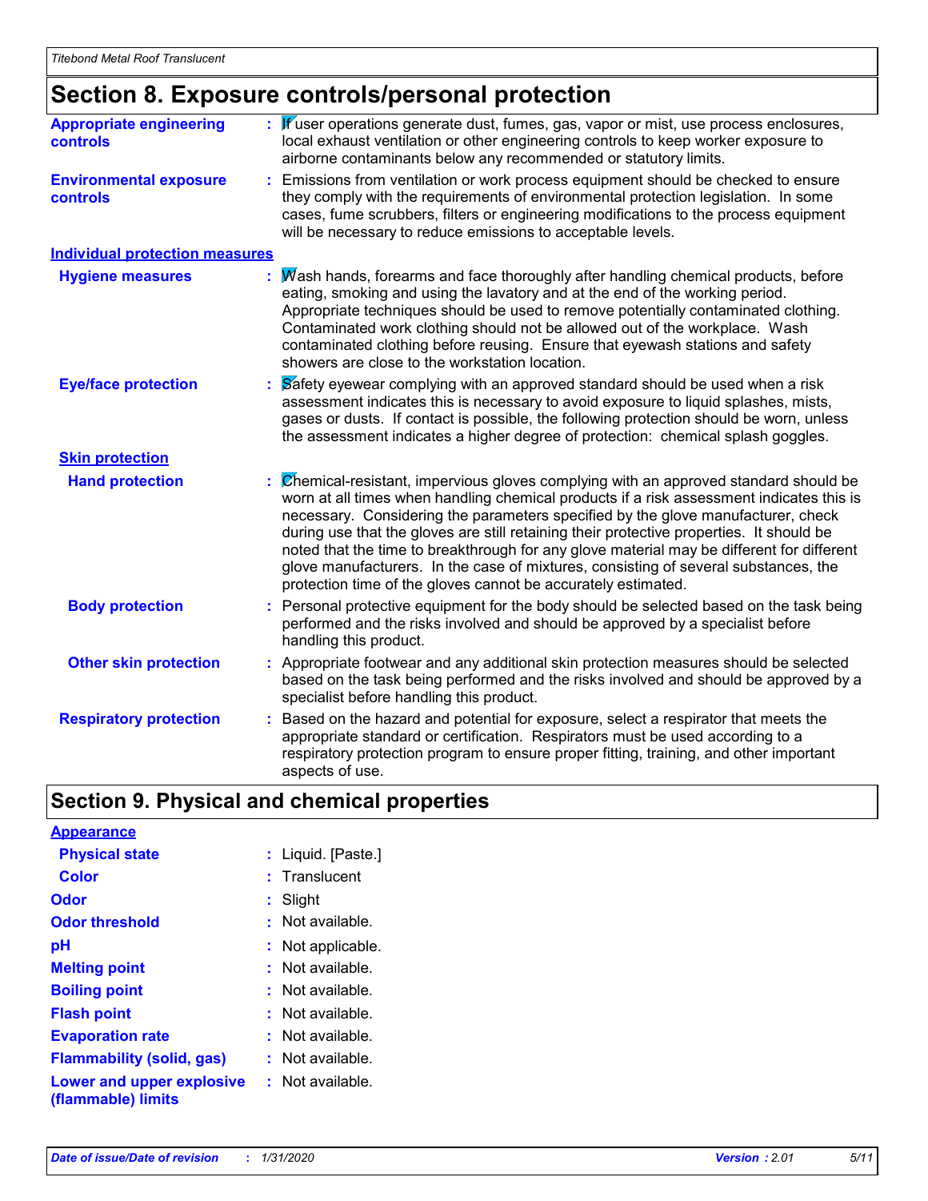# Section 8. Exposure controls/personal protection

**Appropriate engineering controls** : If user operations generate dust, fumes, gas, vapor or mist, use process enclosures, local exhaust ventilation or other engineering controls to keep worker exposure to airborne contaminants below any recommended or statutory limits.

**Environmental exposure controls** : Emissions from ventilation or work process equipment should be checked to ensure they comply with the requirements of environmental protection legislation. In some cases, fume scrubbers, filters or engineering modifications to the process equipment will be necessary to reduce emissions to acceptable levels.

**Individual protection measures**

**Hygiene measures** : Wash hands, forearms and face thoroughly after handling chemical products, before eating, smoking and using the lavatory and at the end of the working period. Appropriate techniques should be used to remove potentially contaminated clothing. Contaminated work clothing should not be allowed out of the workplace. Wash contaminated clothing before reusing. Ensure that eyewash stations and safety showers are close to the workstation location.

**Eye/face protection** : Safety eyewear complying with an approved standard should be used when a risk assessment indicates this is necessary to avoid exposure to liquid splashes, mists, gases or dusts. If contact is possible, the following protection should be worn, unless the assessment indicates a higher degree of protection: chemical splash goggles.

**Skin protection**

**Hand protection** : Chemical-resistant, impervious gloves complying with an approved standard should be worn at all times when handling chemical products if a risk assessment indicates this is necessary. Considering the parameters specified by the glove manufacturer, check during use that the gloves are still retaining their protective properties. It should be noted that the time to breakthrough for any glove material may be different for different glove manufacturers. In the case of mixtures, consisting of several substances, the protection time of the gloves cannot be accurately estimated.

**Body protection** : Personal protective equipment for the body should be selected based on the task being performed and the risks involved and should be approved by a specialist before handling this product.

**Other skin protection** : Appropriate footwear and any additional skin protection measures should be selected based on the task being performed and the risks involved and should be approved by a specialist before handling this product.

**Respiratory protection** : Based on the hazard and potential for exposure, select a respirator that meets the appropriate standard or certification. Respirators must be used according to a respiratory protection program to ensure proper fitting, training, and other important aspects of use.

# Section 9. Physical and chemical properties

**Appearance**

**Physical state** : Liquid. [Paste.]

**Color** : Translucent

**Odor** : Slight

**Odor threshold** : Not available.

**pH** : Not applicable.

**Melting point** : Not available.

**Boiling point** : Not available.

**Flash point** : Not available.

**Evaporation rate** : Not available.

**Flammability (solid, gas)** : Not available.

**Lower and upper explosive (flammable) limits** : Not available.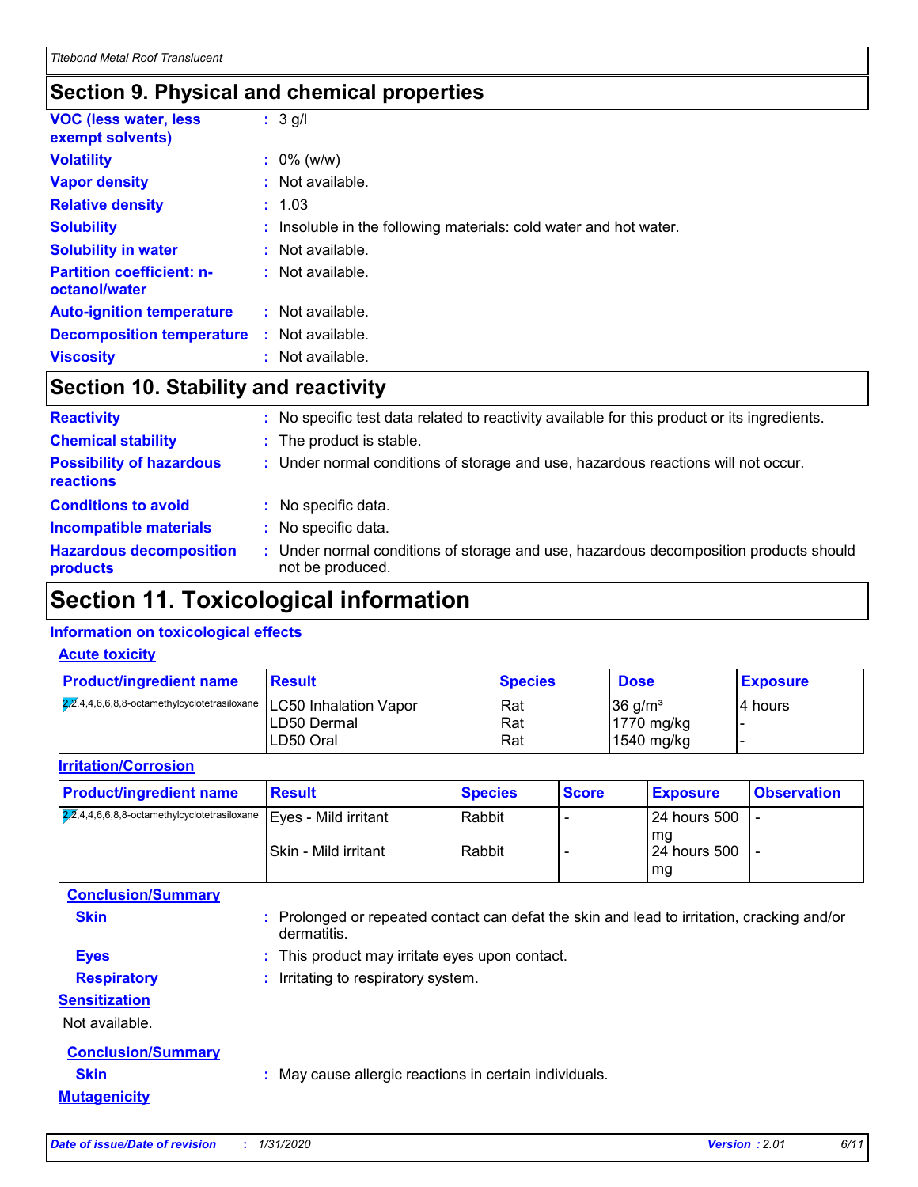## Section 9. Physical and chemical properties

**VOC (less water, less exempt solvents)** : 3 g/l

**Volatility** : 0% (w/w)

**Vapor density** : Not available.

**Relative density** : 1.03

**Solubility** : Insoluble in the following materials: cold water and hot water.

**Solubility in water** : Not available.

**Partition coefficient: n-octanol/water** : Not available.

**Auto-ignition temperature** : Not available.

**Decomposition temperature** : Not available.

**Viscosity** : Not available.

## Section 10. Stability and reactivity

**Reactivity** : No specific test data related to reactivity available for this product or its ingredients.

**Chemical stability** : The product is stable.

**Possibility of hazardous reactions** : Under normal conditions of storage and use, hazardous reactions will not occur.

**Conditions to avoid** : No specific data.

**Incompatible materials** : No specific data.

**Hazardous decomposition products** : Under normal conditions of storage and use, hazardous decomposition products should not be produced.

## Section 11. Toxicological information

### Information on toxicological effects

#### Acute toxicity

| Product/ingredient name | Result | Species | Dose | Exposure |
|---|---|---|---|---|
| 2,2,4,4,6,6,8,8-octamethylcyclotetrasiloxane | LC50 Inhalation Vapor | Rat | 36 g/m³ | 4 hours |
| | LD50 Dermal | Rat | 1770 mg/kg | - |
| | LD50 Oral | Rat | 1540 mg/kg | - |

#### Irritation/Corrosion

| Product/ingredient name | Result | Species | Score | Exposure | Observation |
|---|---|---|---|---|---|
| 2,2,4,4,6,6,8,8-octamethylcyclotetrasiloxane | Eyes - Mild irritant | Rabbit | - | 24 hours 500 mg | - |
| | Skin - Mild irritant | Rabbit | - | 24 hours 500 mg | - |

**Conclusion/Summary**

**Skin** : Prolonged or repeated contact can defat the skin and lead to irritation, cracking and/or dermatitis.

**Eyes** : This product may irritate eyes upon contact.

**Respiratory** : Irritating to respiratory system.

#### Sensitization

Not available.

**Conclusion/Summary**

**Skin** : May cause allergic reactions in certain individuals.

#### Mutagenicity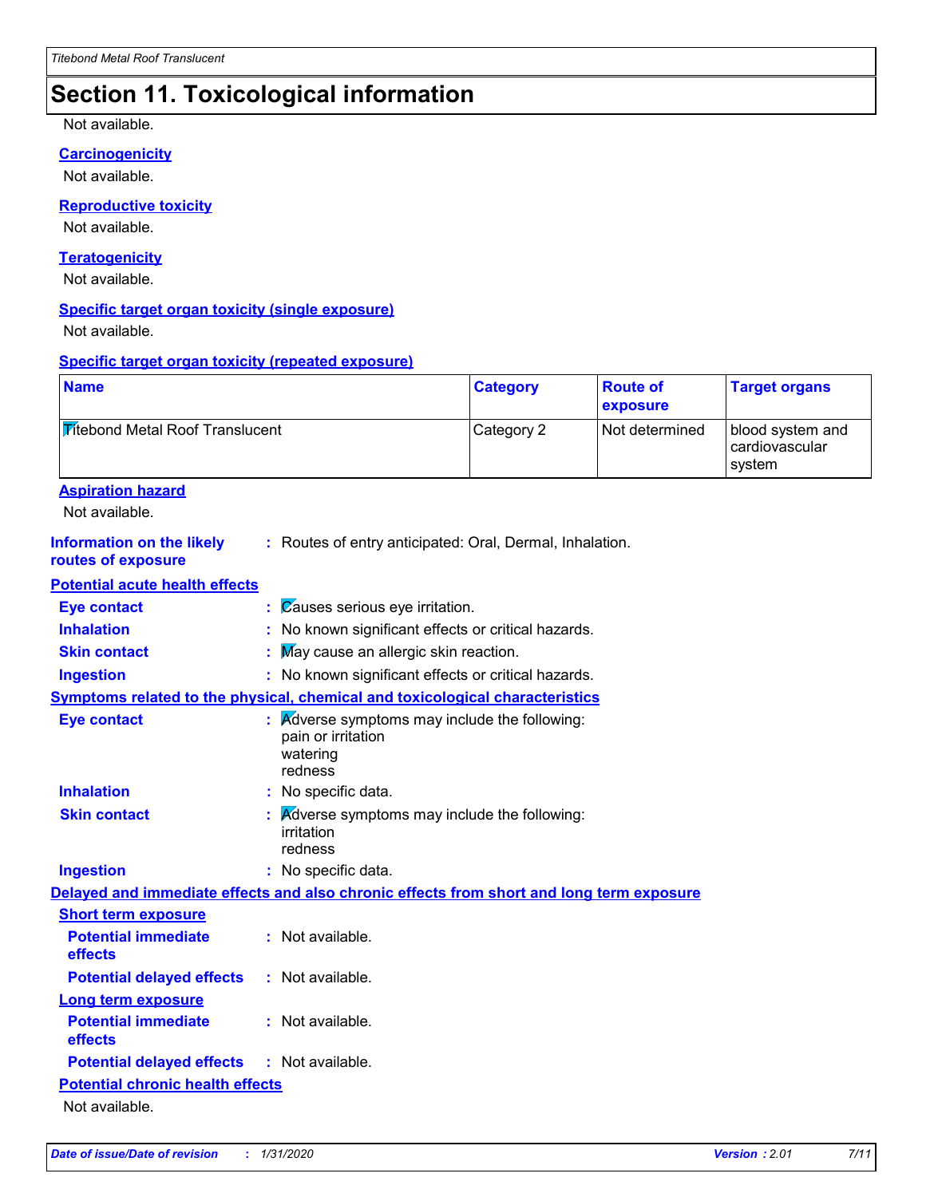## Section 11. Toxicological information

Not available.

**Carcinogenicity**

Not available.

**Reproductive toxicity**

Not available.

**Teratogenicity**

Not available.

**Specific target organ toxicity (single exposure)**

Not available.

**Specific target organ toxicity (repeated exposure)**

| Name | Category | Route of exposure | Target organs |
|---|---|---|---|
| Titebond Metal Roof Translucent | Category 2 | Not determined | blood system and cardiovascular system |

**Aspiration hazard**

Not available.

**Information on the likely routes of exposure** : Routes of entry anticipated: Oral, Dermal, Inhalation.

**Potential acute health effects**

**Eye contact** : Causes serious eye irritation.

**Inhalation** : No known significant effects or critical hazards.

**Skin contact** : May cause an allergic skin reaction.

**Ingestion** : No known significant effects or critical hazards.

**Symptoms related to the physical, chemical and toxicological characteristics**

**Eye contact** : Adverse symptoms may include the following:
pain or irritation
watering
redness

**Inhalation** : No specific data.

**Skin contact** : Adverse symptoms may include the following:
irritation
redness

**Ingestion** : No specific data.

**Delayed and immediate effects and also chronic effects from short and long term exposure**

**Short term exposure**

**Potential immediate effects** : Not available.

**Potential delayed effects** : Not available.

**Long term exposure**

**Potential immediate effects** : Not available.

**Potential delayed effects** : Not available.

**Potential chronic health effects**

Not available.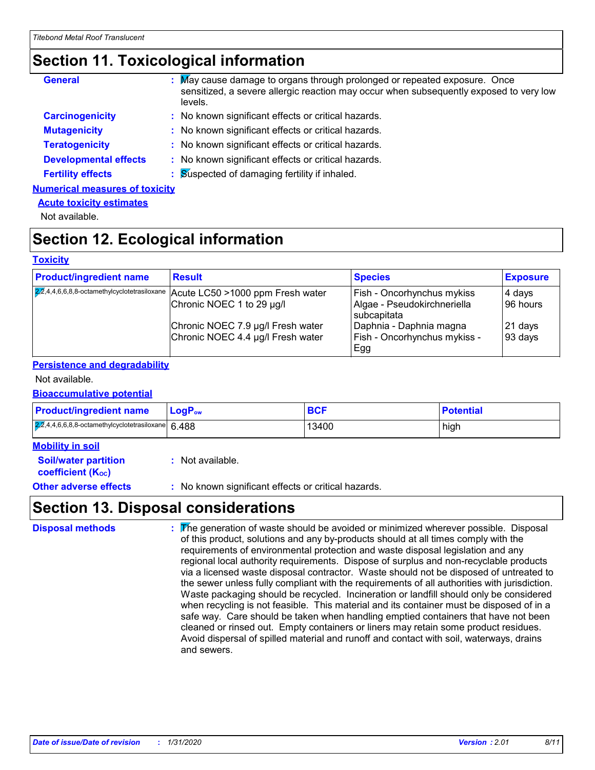# Section 11. Toxicological information

**General** : May cause damage to organs through prolonged or repeated exposure. Once sensitized, a severe allergic reaction may occur when subsequently exposed to very low levels.

**Carcinogenicity** : No known significant effects or critical hazards.

**Mutagenicity** : No known significant effects or critical hazards.

**Teratogenicity** : No known significant effects or critical hazards.

**Developmental effects** : No known significant effects or critical hazards.

**Fertility effects** : Suspected of damaging fertility if inhaled.

### Numerical measures of toxicity

#### Acute toxicity estimates

Not available.

# Section 12. Ecological information

### Toxicity

| Product/ingredient name | Result | Species | Exposure |
|---|---|---|---|
| 2,2,4,4,6,6,8,8-octamethylcyclotetrasiloxane | Acute LC50 >1000 ppm Fresh water | Fish - Oncorhynchus mykiss | 4 days |
| | Chronic NOEC 1 to 29 µg/l | Algae - Pseudokirchneriella subcapitata | 96 hours |
| | Chronic NOEC 7.9 µg/l Fresh water | Daphnia - Daphnia magna | 21 days |
| | Chronic NOEC 4.4 µg/l Fresh water | Fish - Oncorhynchus mykiss - Egg | 93 days |

### Persistence and degradability

Not available.

### Bioaccumulative potential

| Product/ingredient name | $LogP_{ow}$ | BCF | Potential |
|---|---|---|---|
| 2,2,4,4,6,6,8,8-octamethylcyclotetrasiloxane | 6.488 | 13400 | high |

### Mobility in soil

**Soil/water partition coefficient ($K_{OC}$)** : Not available.

**Other adverse effects** : No known significant effects or critical hazards.

# Section 13. Disposal considerations

**Disposal methods** : The generation of waste should be avoided or minimized wherever possible. Disposal of this product, solutions and any by-products should at all times comply with the requirements of environmental protection and waste disposal legislation and any regional local authority requirements. Dispose of surplus and non-recyclable products via a licensed waste disposal contractor. Waste should not be disposed of untreated to the sewer unless fully compliant with the requirements of all authorities with jurisdiction. Waste packaging should be recycled. Incineration or landfill should only be considered when recycling is not feasible. This material and its container must be disposed of in a safe way. Care should be taken when handling emptied containers that have not been cleaned or rinsed out. Empty containers or liners may retain some product residues. Avoid dispersal of spilled material and runoff and contact with soil, waterways, drains and sewers.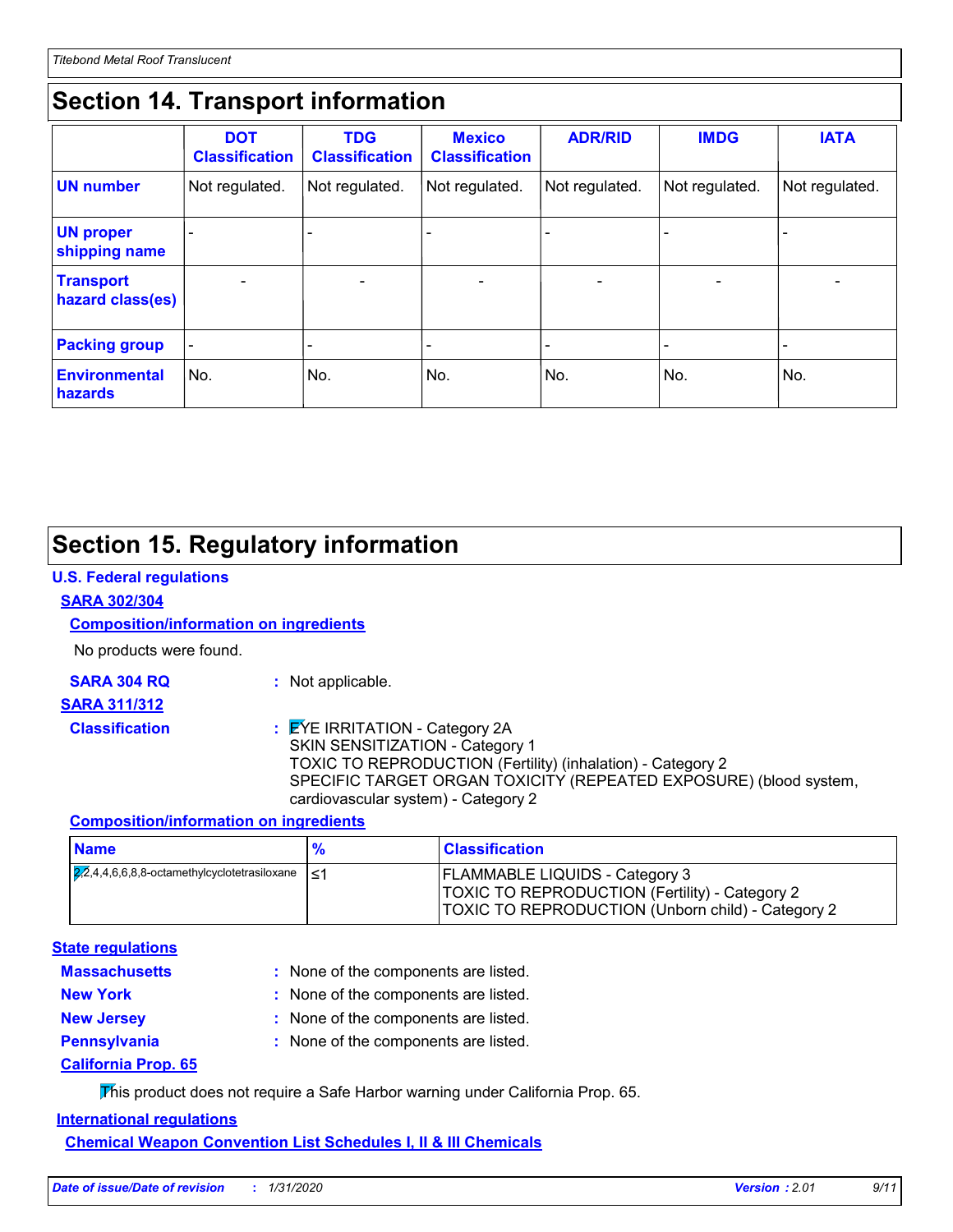## Section 14. Transport information

| | DOT Classification | TDG Classification | Mexico Classification | ADR/RID | IMDG | IATA |
|---|---|---|---|---|---|---|
| **UN number** | Not regulated. | Not regulated. | Not regulated. | Not regulated. | Not regulated. | Not regulated. |
| **UN proper shipping name** | - | - | - | - | - | - |
| **Transport hazard class(es)** | - | - | - | - | - | - |
| **Packing group** | - | - | - | - | - | - |
| **Environmental hazards** | No. | No. | No. | No. | No. | No. |

## Section 15. Regulatory information

**U.S. Federal regulations**

**SARA 302/304**

**Composition/information on ingredients**

No products were found.

**SARA 304 RQ** : Not applicable.

**SARA 311/312**

**Classification** : EYE IRRITATION - Category 2A
SKIN SENSITIZATION - Category 1
TOXIC TO REPRODUCTION (Fertility) (inhalation) - Category 2
SPECIFIC TARGET ORGAN TOXICITY (REPEATED EXPOSURE) (blood system, cardiovascular system) - Category 2

**Composition/information on ingredients**

| Name | % | Classification |
|---|---|---|
| 2,2,4,4,6,6,8,8-octamethylcyclotetrasiloxane | ≤1 | FLAMMABLE LIQUIDS - Category 3<br>TOXIC TO REPRODUCTION (Fertility) - Category 2<br>TOXIC TO REPRODUCTION (Unborn child) - Category 2 |

**State regulations**

**Massachusetts** : None of the components are listed.

**New York** : None of the components are listed.

**New Jersey** : None of the components are listed.

**Pennsylvania** : None of the components are listed.

**California Prop. 65**

This product does not require a Safe Harbor warning under California Prop. 65.

**International regulations**

**Chemical Weapon Convention List Schedules I, II & III Chemicals**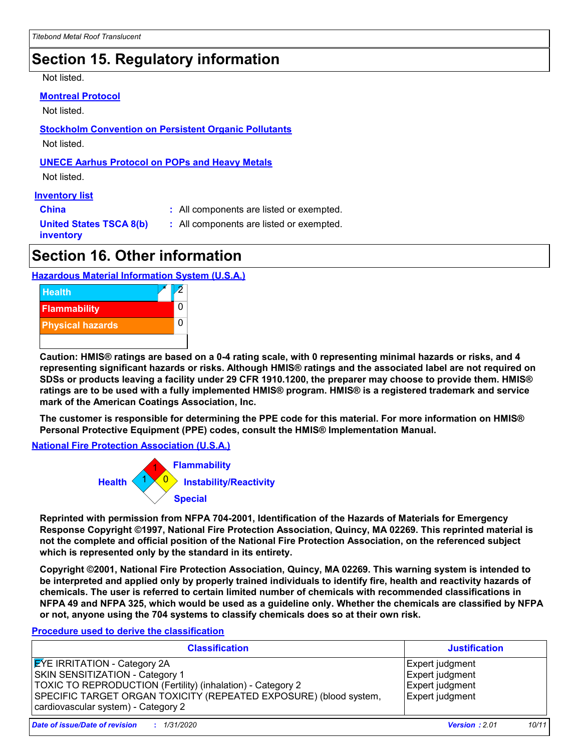## Section 15. Regulatory information

Not listed.

**Montreal Protocol**

Not listed.

**Stockholm Convention on Persistent Organic Pollutants**

Not listed.

**UNECE Aarhus Protocol on POPs and Heavy Metals**

Not listed.

**Inventory list**

| | | |
|---|---|---|
| **China** | : | All components are listed or exempted. |
| **United States TSCA 8(b) inventory** | : | All components are listed or exempted. |

## Section 16. Other information

**Hazardous Material Information System (U.S.A.)**

| | | |
|---|---|---|
| Health | * | 2 |
| Flammability | | 0 |
| Physical hazards | | 0 |

**Caution: HMIS® ratings are based on a 0-4 rating scale, with 0 representing minimal hazards or risks, and 4 representing significant hazards or risks. Although HMIS® ratings and the associated label are not required on SDSs or products leaving a facility under 29 CFR 1910.1200, the preparer may choose to provide them. HMIS® ratings are to be used with a fully implemented HMIS® program. HMIS® is a registered trademark and service mark of the American Coatings Association, Inc.**

**The customer is responsible for determining the PPE code for this material. For more information on HMIS® Personal Protective Equipment (PPE) codes, consult the HMIS® Implementation Manual.**

**National Fire Protection Association (U.S.A.)**

Flammability: 1
Health: 1
Instability/Reactivity: 0
Special:

**Reprinted with permission from NFPA 704-2001, Identification of the Hazards of Materials for Emergency Response Copyright ©1997, National Fire Protection Association, Quincy, MA 02269. This reprinted material is not the complete and official position of the National Fire Protection Association, on the referenced subject which is represented only by the standard in its entirety.**

**Copyright ©2001, National Fire Protection Association, Quincy, MA 02269. This warning system is intended to be interpreted and applied only by properly trained individuals to identify fire, health and reactivity hazards of chemicals. The user is referred to certain limited number of chemicals with recommended classifications in NFPA 49 and NFPA 325, which would be used as a guideline only. Whether the chemicals are classified by NFPA or not, anyone using the 704 systems to classify chemicals does so at their own risk.**

**Procedure used to derive the classification**

| Classification | Justification |
|---|---|
| EYE IRRITATION - Category 2A | Expert judgment |
| SKIN SENSITIZATION - Category 1 | Expert judgment |
| TOXIC TO REPRODUCTION (Fertility) (inhalation) - Category 2 | Expert judgment |
| SPECIFIC TARGET ORGAN TOXICITY (REPEATED EXPOSURE) (blood system, cardiovascular system) - Category 2 | Expert judgment |

*Date of issue/Date of revision* : 1/31/2020 *Version* : 2.01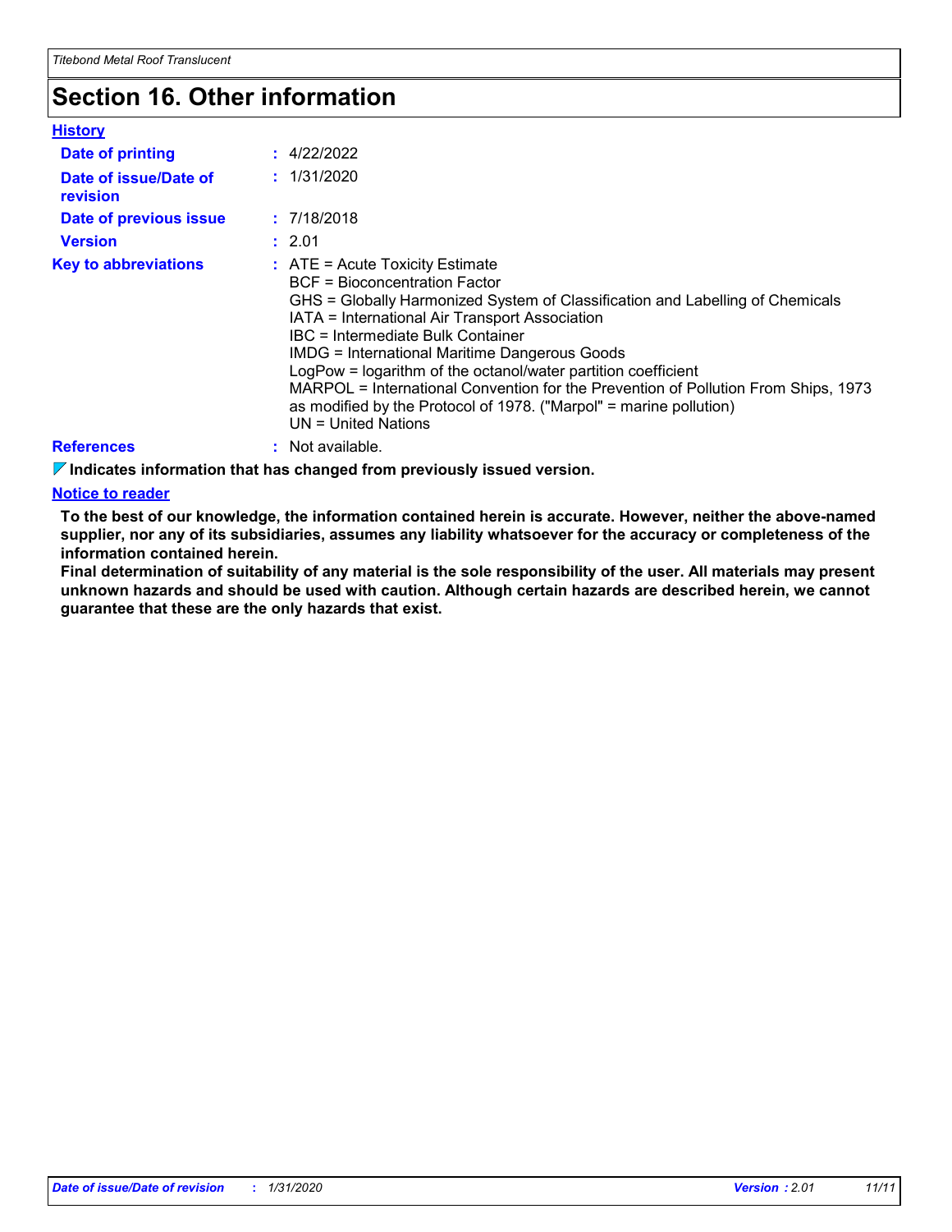# Section 16. Other information

**History**

**Date of printing** : 4/22/2022

**Date of issue/Date of revision** : 1/31/2020

**Date of previous issue** : 7/18/2018

**Version** : 2.01

**Key to abbreviations** : ATE = Acute Toxicity Estimate
BCF = Bioconcentration Factor
GHS = Globally Harmonized System of Classification and Labelling of Chemicals
IATA = International Air Transport Association
IBC = Intermediate Bulk Container
IMDG = International Maritime Dangerous Goods
LogPow = logarithm of the octanol/water partition coefficient
MARPOL = International Convention for the Prevention of Pollution From Ships, 1973 as modified by the Protocol of 1978. ("Marpol" = marine pollution)
UN = United Nations

**References** : Not available.

**Indicates information that has changed from previously issued version.**

**Notice to reader**

**To the best of our knowledge, the information contained herein is accurate. However, neither the above-named supplier, nor any of its subsidiaries, assumes any liability whatsoever for the accuracy or completeness of the information contained herein.**

**Final determination of suitability of any material is the sole responsibility of the user. All materials may present unknown hazards and should be used with caution. Although certain hazards are described herein, we cannot guarantee that these are the only hazards that exist.**